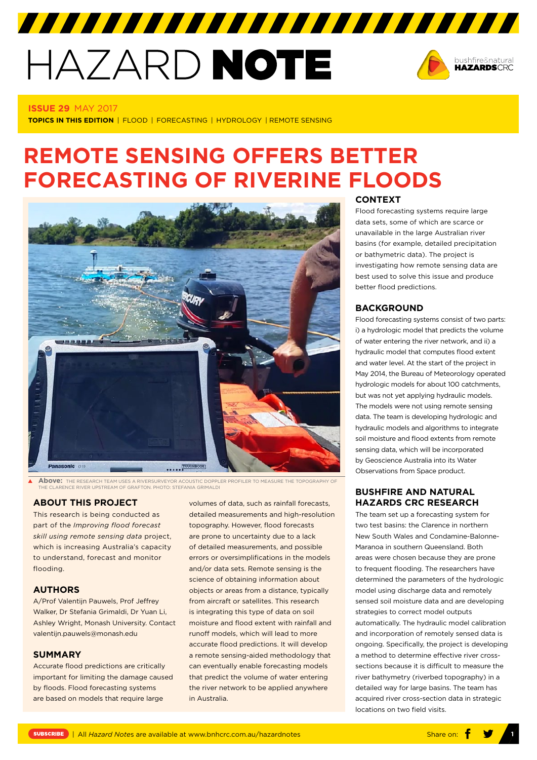# HAZARD NOTE

**ISSUE 29** MAY 2017

**TOPICS IN THIS EDITION** | FLOOD | FORECASTING | HYDROLOGY | REMOTE SENSING

# REMOTE SENSING OFFERS BETTER FORECASTING OF RIVERINE FLOODS

**Above:** THE RESEARCH TEAM USES A RIVERSURVEYOR ACOUSTIC DOPPLER PROFILER TO MEASURE THE TOPOGRAPHY OF THE CLARENCE RIVER UPSTREAM OF GRAFTON. PHOTO: STEFANIA GRIMALDI

## ABOUT THIS PROJECT

This research is being conducted as part of the *Improving flood forecast skill using remote sensing data* project, which is increasing Australia's capacity to understand, forecast and monitor flooding.

## AUTHORS

A/Prof Valentijn Pauwels, Prof Jeffrey Walker, Dr Stefania Grimaldi, Dr Yuan Li, Ashley Wright, Monash University. Contact valentijn.pauwels@monash.edu

## SUMMARY

Accurate flood predictions are critically important for limiting the damage caused by floods. Flood forecasting systems are based on models that require large volumes of data, such as rainfall forecasts, detailed measurements and high-resolution topography. However, flood forecasts are prone to uncertainty due to a lack of detailed measurements, and possible errors or oversimplifications in the models and/or data sets. Remote sensing is the science of obtaining information about objects or areas from a distance, typically from aircraft or satellites. This research is integrating this type of data on soil moisture and flood extent with rainfall and runoff models, which will lead to more accurate flood predictions. It will develop a remote sensing-aided methodology that can eventually enable forecasting models that predict the volume of water entering the river network to be applied anywhere in Australia.

## CONTEXT

Flood forecasting systems require large data sets, some of which are scarce or unavailable in the large Australian river basins (for example, detailed precipitation or bathymetric data). The project is investigating how remote sensing data are best used to solve this issue and produce better flood predictions.

## BACKGROUND

Flood forecasting systems consist of two parts: i) a hydrologic model that predicts the volume of water entering the river network, and ii) a hydraulic model that computes flood extent and water level. At the start of the project in May 2014, the Bureau of Meteorology operated hydrologic models for about 100 catchments, but was not yet applying hydraulic models. The models were not using remote sensing data. The team is developing hydrologic and hydraulic models and algorithms to integrate soil moisture and flood extents from remote sensing data, which will be incorporated by Geoscience Australia into its Water Observations from Space product.

## BUSHFIRE AND NATURAL HAZARDS CRC RESEARCH

The team set up a forecasting system for two test basins: the Clarence in northern New South Wales and Condamine-Balonne-Maranoa in southern Queensland. Both areas were chosen because they are prone to frequent flooding. The researchers have determined the parameters of the hydrologic model using discharge data and remotely sensed soil moisture data and are developing strategies to correct model outputs automatically. The hydraulic model calibration and incorporation of remotely sensed data is ongoing. Specifically, the project is developing a method to determine effective river cross-sections because it is difficult to measure the river bathymetry (riverbed topography) in a detailed way for large basins. The team has acquired river cross-section data in strategic locations on two field visits.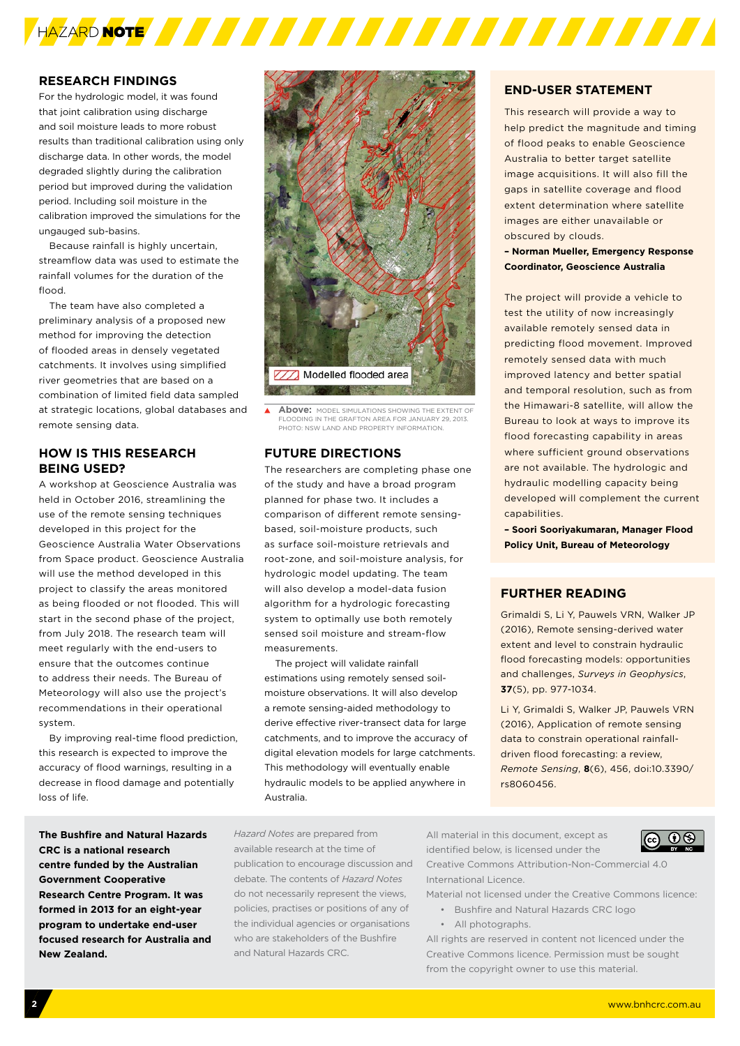## RESEARCH FINDINGS

For the hydrologic model, it was found that joint calibration using discharge and soil moisture leads to more robust results than traditional calibration using only discharge data. In other words, the model degraded slightly during the calibration period but improved during the validation period. Including soil moisture in the calibration improved the simulations for the ungauged sub-basins.

Because rainfall is highly uncertain, streamflow data was used to estimate the rainfall volumes for the duration of the flood.

The team have also completed a preliminary analysis of a proposed new method for improving the detection of flooded areas in densely vegetated catchments. It involves using simplified river geometries that are based on a combination of limited field data sampled at strategic locations, global databases and remote sensing data.

## HOW IS THIS RESEARCH BEING USED?

A workshop at Geoscience Australia was held in October 2016, streamlining the use of the remote sensing techniques developed in this project for the Geoscience Australia Water Observations from Space product. Geoscience Australia will use the method developed in this project to classify the areas monitored as being flooded or not flooded. This will start in the second phase of the project, from July 2018. The research team will meet regularly with the end-users to ensure that the outcomes continue to address their needs. The Bureau of Meteorology will also use the project's recommendations in their operational system.

By improving real-time flood prediction, this research is expected to improve the accuracy of flood warnings, resulting in a decrease in flood damage and potentially loss of life.

Modelled flooded area

**Above:** MODEL SIMULATIONS SHOWING THE EXTENT OF FLOODING IN THE GRAFTON AREA FOR JANUARY 29, 2013. PHOTO: NSW LAND AND PROPERTY INFORMATION.

## FUTURE DIRECTIONS

The researchers are completing phase one of the study and have a broad program planned for phase two. It includes a comparison of different remote sensing-based, soil-moisture products, such as surface soil-moisture retrievals and root-zone, and soil-moisture analysis, for hydrologic model updating. The team will also develop a model-data fusion algorithm for a hydrologic forecasting system to optimally use both remotely sensed soil moisture and stream-flow measurements.

The project will validate rainfall estimations using remotely sensed soil-moisture observations. It will also develop a remote sensing-aided methodology to derive effective river-transect data for large catchments, and to improve the accuracy of digital elevation models for large catchments. This methodology will eventually enable hydraulic models to be applied anywhere in Australia.

## END-USER STATEMENT

This research will provide a way to help predict the magnitude and timing of flood peaks to enable Geoscience Australia to better target satellite image acquisitions. It will also fill the gaps in satellite coverage and flood extent determination where satellite images are either unavailable or obscured by clouds.

**– Norman Mueller, Emergency Response Coordinator, Geoscience Australia**

The project will provide a vehicle to test the utility of now increasingly available remotely sensed data in predicting flood movement. Improved remotely sensed data with much improved latency and better spatial and temporal resolution, such as from the Himawari-8 satellite, will allow the Bureau to look at ways to improve its flood forecasting capability in areas where sufficient ground observations are not available. The hydrologic and hydraulic modelling capacity being developed will complement the current capabilities.

**– Soori Sooriyakumaran, Manager Flood Policy Unit, Bureau of Meteorology**

## FURTHER READING

Grimaldi S, Li Y, Pauwels VRN, Walker JP (2016), Remote sensing-derived water extent and level to constrain hydraulic flood forecasting models: opportunities and challenges, *Surveys in Geophysics*, **37**(5), pp. 977-1034.

Li Y, Grimaldi S, Walker JP, Pauwels VRN (2016), Application of remote sensing data to constrain operational rainfall-driven flood forecasting: a review, *Remote Sensing*, **8**(6), 456, doi:10.3390/rs8060456.

**The Bushfire and Natural Hazards CRC is a national research centre funded by the Australian Government Cooperative Research Centre Program. It was formed in 2013 for an eight-year program to undertake end-user focused research for Australia and New Zealand.**

*Hazard Notes* are prepared from available research at the time of publication to encourage discussion and debate. The contents of *Hazard Notes* do not necessarily represent the views, policies, practises or positions of any of the individual agencies or organisations who are stakeholders of the Bushfire and Natural Hazards CRC.

All material in this document, except as identified below, is licensed under the Creative Commons Attribution-Non-Commercial 4.0 International Licence.

Material not licensed under the Creative Commons licence:

- Bushfire and Natural Hazards CRC logo
- All photographs.

All rights are reserved in content not licenced under the Creative Commons licence. Permission must be sought from the copyright owner to use this material.